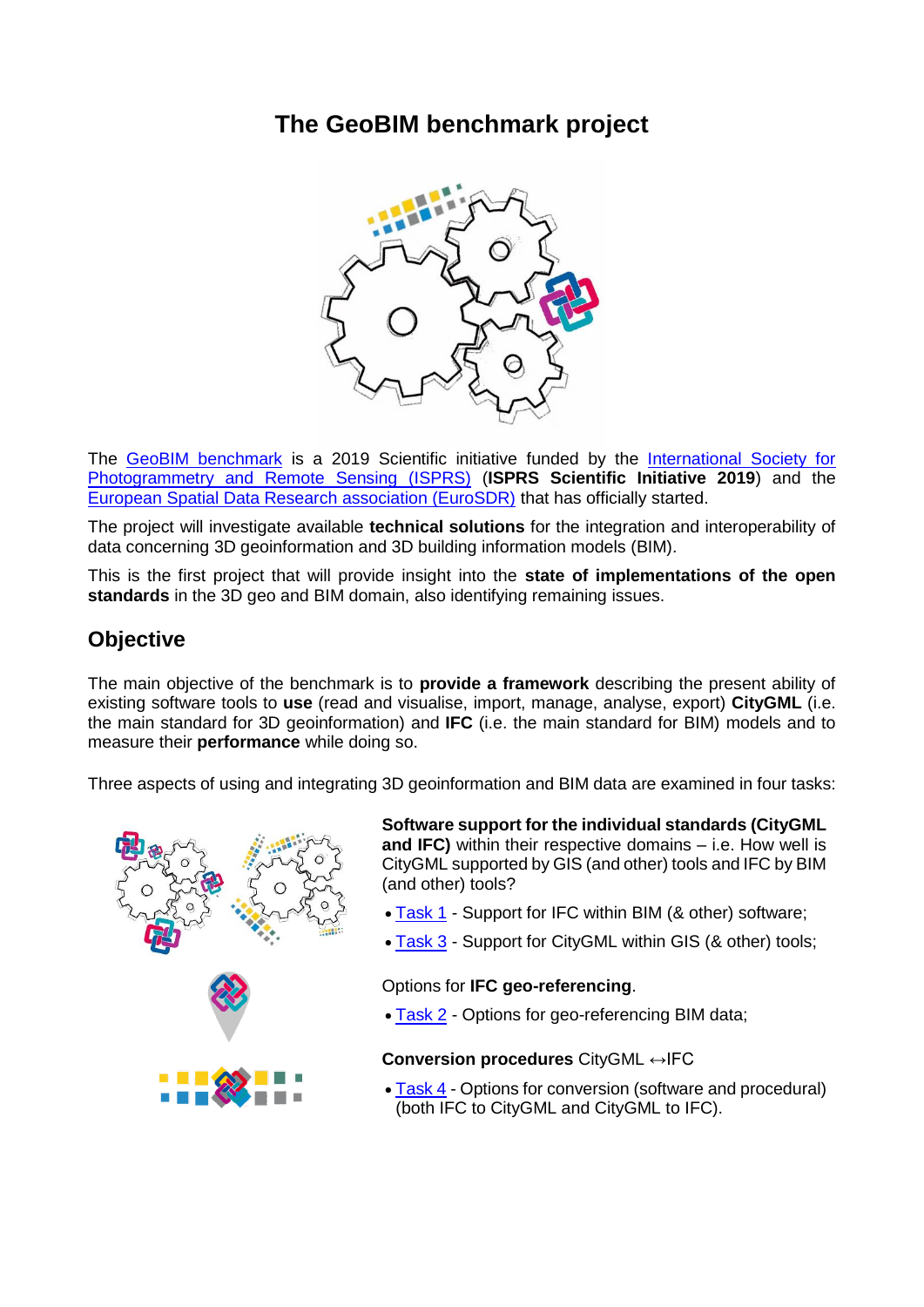# The GeoBIM benchmark project

The GeoBIM benchmark is a 2019 Scientific initiative funded by the International Society for Photogrammetry and Remote Sensing (ISPRS) (**ISPRS Scientific Initiative 2019**) and the European Spatial Data Research association (EuroSDR) that has officially started.

The project will investigate available **technical solutions** for the integration and interoperability of data concerning 3D geoinformation and 3D building information models (BIM).

This is the first project that will provide insight into the **state of implementations of the open standards** in the 3D geo and BIM domain, also identifying remaining issues.

## Objective

The main objective of the benchmark is to **provide a framework** describing the present ability of existing software tools to **use** (read and visualise, import, manage, analyse, export) **CityGML** (i.e. the main standard for 3D geoinformation) and **IFC** (i.e. the main standard for BIM) models and to measure their **performance** while doing so.

Three aspects of using and integrating 3D geoinformation and BIM data are examined in four tasks:

**Software support for the individual standards (CityGML and IFC)** within their respective domains – i.e. How well is CityGML supported by GIS (and other) tools and IFC by BIM (and other) tools?

- Task 1 - Support for IFC within BIM (& other) software;
- Task 3 - Support for CityGML within GIS (& other) tools;

Options for **IFC geo-referencing**.

- Task 2 - Options for geo-referencing BIM data;

**Conversion procedures** CityGML ↔IFC

- Task 4 - Options for conversion (software and procedural) (both IFC to CityGML and CityGML to IFC).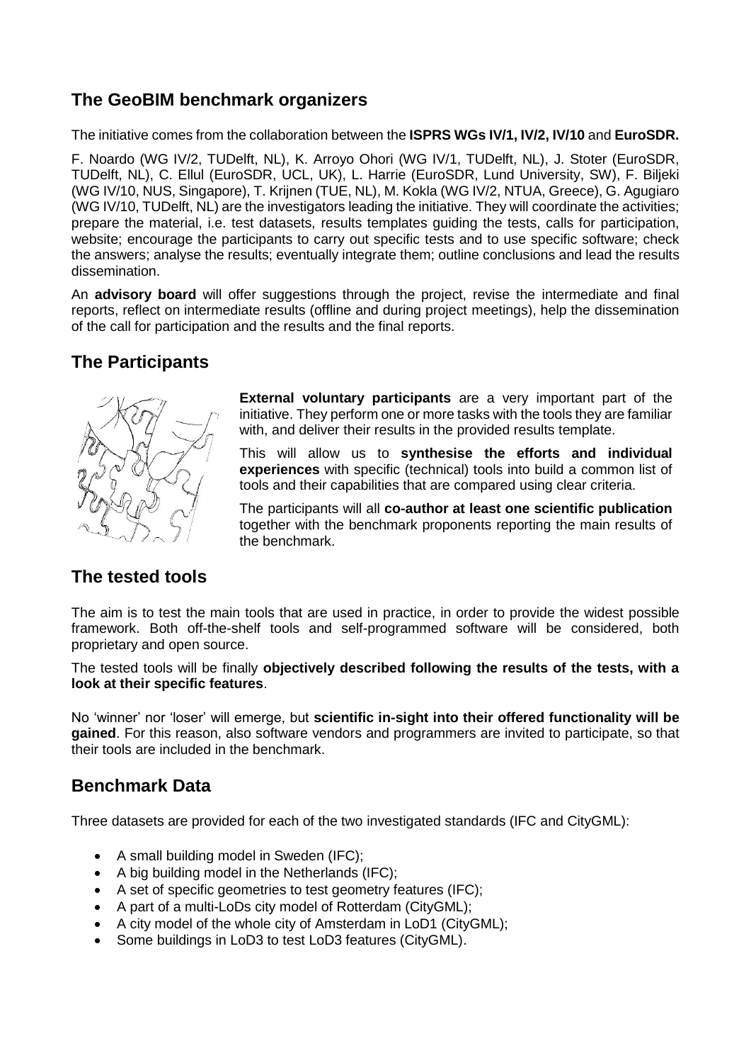## The GeoBIM benchmark organizers

The initiative comes from the collaboration between the **ISPRS WGs IV/1, IV/2, IV/10** and **EuroSDR.**

F. Noardo (WG IV/2, TUDelft, NL), K. Arroyo Ohori (WG IV/1, TUDelft, NL), J. Stoter (EuroSDR, TUDelft, NL), C. Ellul (EuroSDR, UCL, UK), L. Harrie (EuroSDR, Lund University, SW), F. Biljeki (WG IV/10, NUS, Singapore), T. Krijnen (TUE, NL), M. Kokla (WG IV/2, NTUA, Greece), G. Agugiaro (WG IV/10, TUDelft, NL) are the investigators leading the initiative. They will coordinate the activities; prepare the material, i.e. test datasets, results templates guiding the tests, calls for participation, website; encourage the participants to carry out specific tests and to use specific software; check the answers; analyse the results; eventually integrate them; outline conclusions and lead the results dissemination.

An **advisory board** will offer suggestions through the project, revise the intermediate and final reports, reflect on intermediate results (offline and during project meetings), help the dissemination of the call for participation and the results and the final reports.

## The Participants

**External voluntary participants** are a very important part of the initiative. They perform one or more tasks with the tools they are familiar with, and deliver their results in the provided results template.

This will allow us to **synthesise the efforts and individual experiences** with specific (technical) tools into build a common list of tools and their capabilities that are compared using clear criteria.

The participants will all **co-author at least one scientific publication** together with the benchmark proponents reporting the main results of the benchmark.

## The tested tools

The aim is to test the main tools that are used in practice, in order to provide the widest possible framework. Both off-the-shelf tools and self-programmed software will be considered, both proprietary and open source.

The tested tools will be finally **objectively described following the results of the tests, with a look at their specific features**.

No 'winner' nor 'loser' will emerge, but **scientific in-sight into their offered functionality will be gained**. For this reason, also software vendors and programmers are invited to participate, so that their tools are included in the benchmark.

## Benchmark Data

Three datasets are provided for each of the two investigated standards (IFC and CityGML):

- A small building model in Sweden (IFC);
- A big building model in the Netherlands (IFC);
- A set of specific geometries to test geometry features (IFC);
- A part of a multi-LoDs city model of Rotterdam (CityGML);
- A city model of the whole city of Amsterdam in LoD1 (CityGML);
- Some buildings in LoD3 to test LoD3 features (CityGML).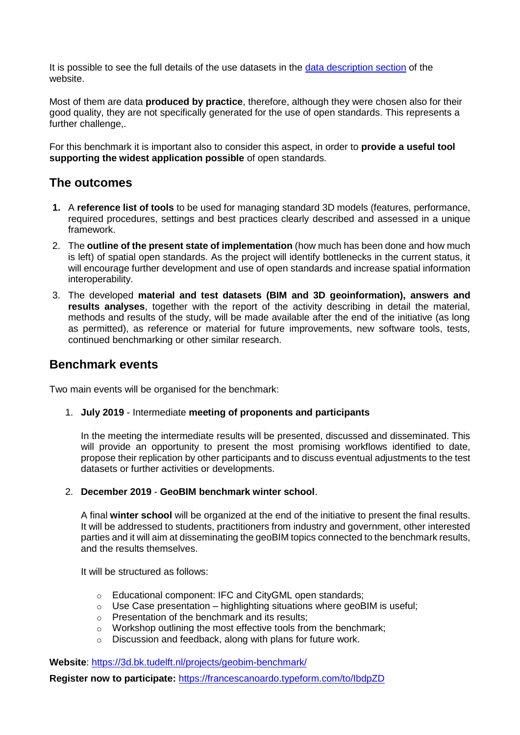It is possible to see the full details of the use datasets in the [data description section]() of the website.

Most of them are data **produced by practice**, therefore, although they were chosen also for their good quality, they are not specifically generated for the use of open standards. This represents a further challenge,.

For this benchmark it is important also to consider this aspect, in order to **provide a useful tool supporting the widest application possible** of open standards.

## The outcomes

1. A **reference list of tools** to be used for managing standard 3D models (features, performance, required procedures, settings and best practices clearly described and assessed in a unique framework.
2. The **outline of the present state of implementation** (how much has been done and how much is left) of spatial open standards. As the project will identify bottlenecks in the current status, it will encourage further development and use of open standards and increase spatial information interoperability.
3. The developed **material and test datasets (BIM and 3D geoinformation), answers and results analyses**, together with the report of the activity describing in detail the material, methods and results of the study, will be made available after the end of the initiative (as long as permitted), as reference or material for future improvements, new software tools, tests, continued benchmarking or other similar research.

## Benchmark events

Two main events will be organised for the benchmark:

1. **July 2019** - Intermediate **meeting of proponents and participants**

   In the meeting the intermediate results will be presented, discussed and disseminated. This will provide an opportunity to present the most promising workflows identified to date, propose their replication by other participants and to discuss eventual adjustments to the test datasets or further activities or developments.

2. **December 2019** - **GeoBIM benchmark winter school**.

   A final **winter school** will be organized at the end of the initiative to present the final results. It will be addressed to students, practitioners from industry and government, other interested parties and it will aim at disseminating the geoBIM topics connected to the benchmark results, and the results themselves.

   It will be structured as follows:

   - Educational component: IFC and CityGML open standards;
   - Use Case presentation – highlighting situations where geoBIM is useful;
   - Presentation of the benchmark and its results;
   - Workshop outlining the most effective tools from the benchmark;
   - Discussion and feedback, along with plans for future work.

**Website**: [https://3d.bk.tudelft.nl/projects/geobim-benchmark/](https://3d.bk.tudelft.nl/projects/geobim-benchmark/)

**Register now to participate:** [https://francescanoardo.typeform.com/to/IbdpZD](https://francescanoardo.typeform.com/to/IbdpZD)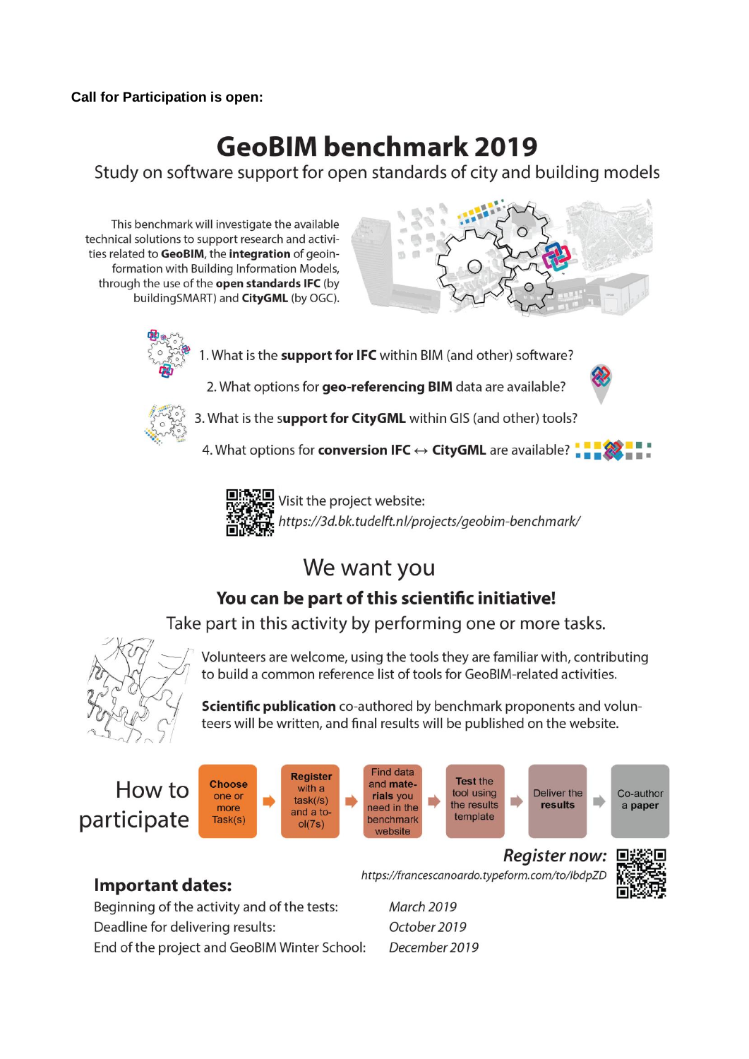**Call for Participation is open:**

# GeoBIM benchmark 2019

## Study on software support for open standards of city and building models

This benchmark will investigate the available technical solutions to support research and activities related to **GeoBIM**, the **integration** of geoinformation with Building Information Models, through the use of the **open standards IFC** (by buildingSMART) and **CityGML** (by OGC).

1. What is the **support for IFC** within BIM (and other) software?
2. What options for **geo-referencing BIM** data are available?
3. What is the **support for CityGML** within GIS (and other) tools?
4. What options for **conversion IFC ↔ CityGML** are available?

Visit the project website:
*https://3d.bk.tudelft.nl/projects/geobim-benchmark/*

## We want you

### You can be part of this scientific initiative!

Take part in this activity by performing one or more tasks.

Volunteers are welcome, using the tools they are familiar with, contributing to build a common reference list of tools for GeoBIM-related activities.

**Scientific publication** co-authored by benchmark proponents and volunteers will be written, and final results will be published on the website.

## How to participate

**Choose** one or more Task(s) → **Register** with a task(/s) and a tool(/s) → Find data and **materials** you need in the benchmark website → **Test the** tool using the results template → Deliver the **results** → Co-author a **paper**

***Register now:***
*https://francescanoardo.typeform.com/to/lbdpZD*

## Important dates:

Beginning of the activity and of the tests: *March 2019*
Deadline for delivering results: *October 2019*
End of the project and GeoBIM Winter School: *December 2019*